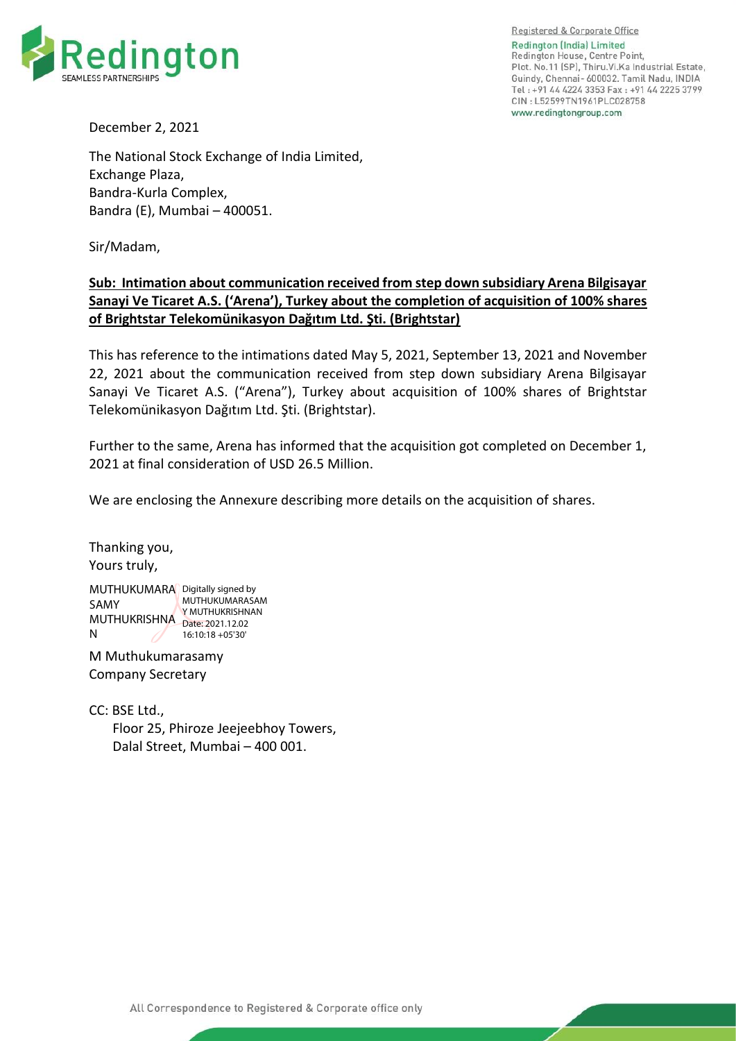Registered & Corporate Office

Redington (India) Limited
Redington House, Centre Point,
Plot. No.11 (SP), Thiru.Vi.Ka Industrial Estate,
Guindy, Chennai - 600032. Tamil Nadu, INDIA
Tel : +91 44 4224 3353 Fax : +91 44 2225 3799
CIN : L52599TN1961PLC028758
www.redingtongroup.com

December 2, 2021

The National Stock Exchange of India Limited,
Exchange Plaza,
Bandra-Kurla Complex,
Bandra (E), Mumbai – 400051.

Sir/Madam,

**Sub: Intimation about communication received from step down subsidiary Arena Bilgisayar Sanayi Ve Ticaret A.S. ('Arena'), Turkey about the completion of acquisition of 100% shares of Brightstar Telekomünikasyon Dağıtım Ltd. Şti. (Brightstar)**

This has reference to the intimations dated May 5, 2021, September 13, 2021 and November 22, 2021 about the communication received from step down subsidiary Arena Bilgisayar Sanayi Ve Ticaret A.S. ("Arena"), Turkey about acquisition of 100% shares of Brightstar Telekomünikasyon Dağıtım Ltd. Şti. (Brightstar).

Further to the same, Arena has informed that the acquisition got completed on December 1, 2021 at final consideration of USD 26.5 Million.

We are enclosing the Annexure describing more details on the acquisition of shares.

Thanking you,
Yours truly,

MUTHUKUMARASAMY MUTHUKRISHNAN
Digitally signed by MUTHUKUMARASAMY MUTHUKRISHNAN
Date: 2021.12.02 16:10:18 +05'30'

M Muthukumarasamy
Company Secretary

CC: BSE Ltd.,
Floor 25, Phiroze Jeejeebhoy Towers,
Dalal Street, Mumbai – 400 001.

All Correspondence to Registered & Corporate office only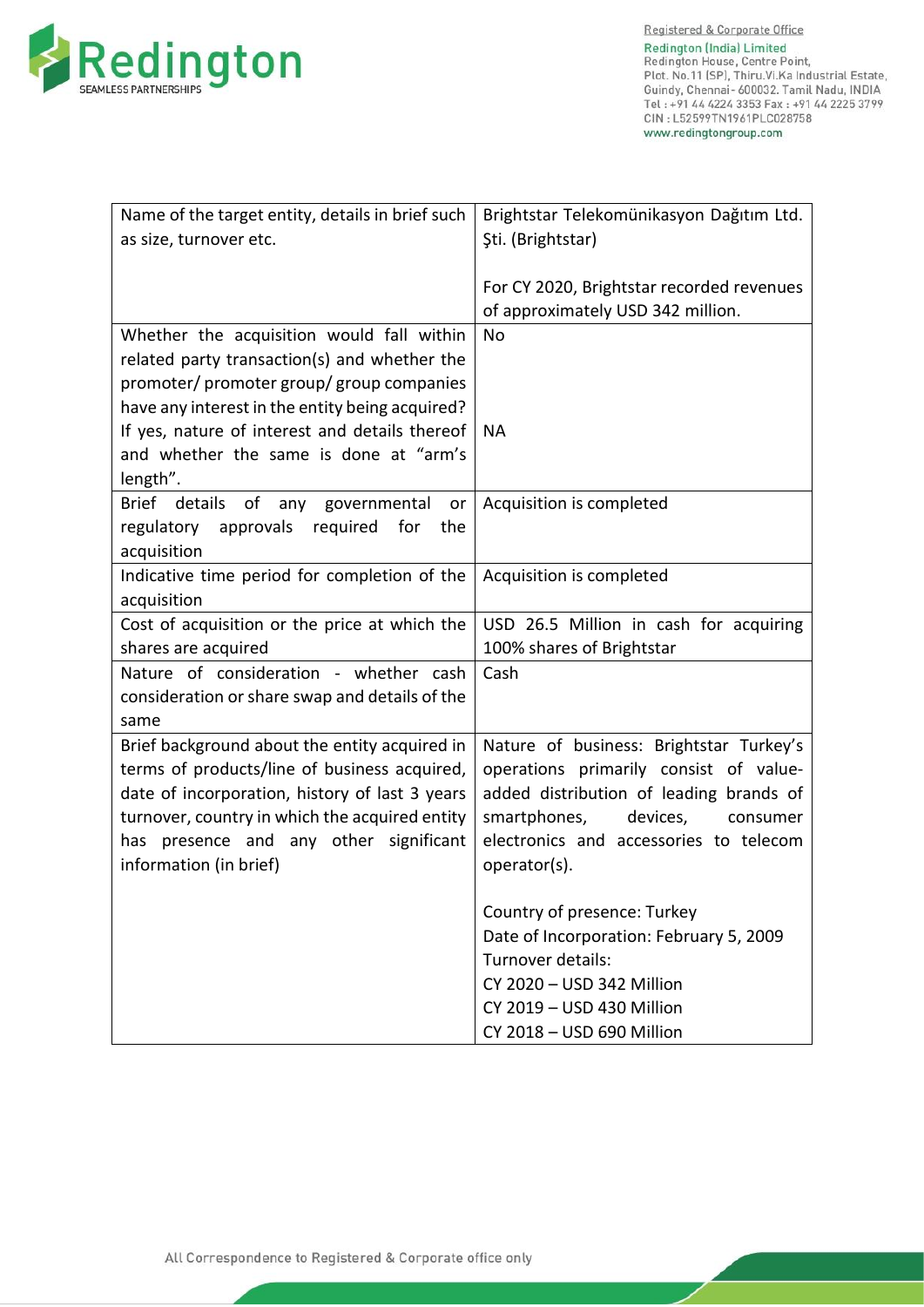| | |
|---|---|
| Name of the target entity, details in brief such as size, turnover etc. | Brightstar Telekomünikasyon Dağıtım Ltd. Şti. (Brightstar)<br><br>For CY 2020, Brightstar recorded revenues of approximately USD 342 million. |
| Whether the acquisition would fall within related party transaction(s) and whether the promoter/ promoter group/ group companies have any interest in the entity being acquired? If yes, nature of interest and details thereof and whether the same is done at "arm's length". | No<br><br>NA |
| Brief details of any governmental or regulatory approvals required for the acquisition | Acquisition is completed |
| Indicative time period for completion of the acquisition | Acquisition is completed |
| Cost of acquisition or the price at which the shares are acquired | USD 26.5 Million in cash for acquiring 100% shares of Brightstar |
| Nature of consideration - whether cash consideration or share swap and details of the same | Cash |
| Brief background about the entity acquired in terms of products/line of business acquired, date of incorporation, history of last 3 years turnover, country in which the acquired entity has presence and any other significant information (in brief) | Nature of business: Brightstar Turkey's operations primarily consist of value-added distribution of leading brands of smartphones, devices, consumer electronics and accessories to telecom operator(s).<br><br>Country of presence: Turkey<br>Date of Incorporation: February 5, 2009<br>Turnover details:<br>CY 2020 – USD 342 Million<br>CY 2019 – USD 430 Million<br>CY 2018 – USD 690 Million |